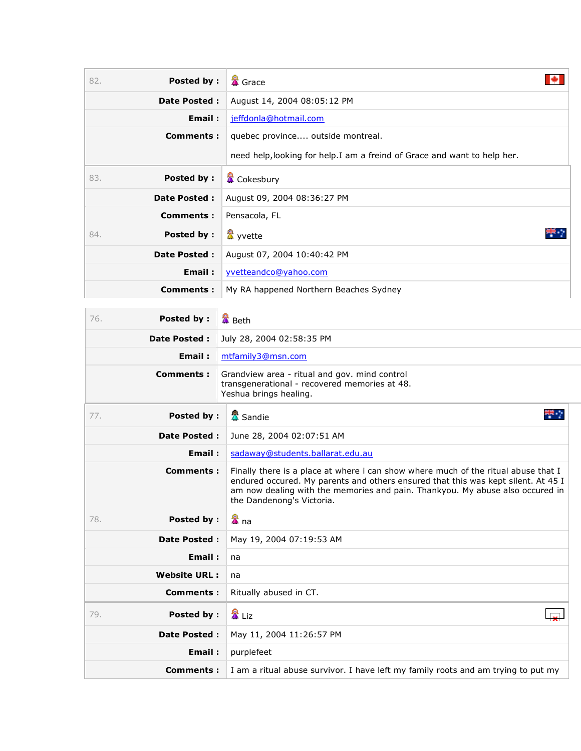| | | |
|---|---|---|
| 82. | **Posted by :** | Grace |
| | **Date Posted :** | August 14, 2004 08:05:12 PM |
| | **Email :** | jeffdonla@hotmail.com |
| | **Comments :** | quebec province.... outside montreal.<br><br>need help,looking for help.I am a freind of Grace and want to help her. |

| | | |
|---|---|---|
| 83. | **Posted by :** | Cokesbury |
| | **Date Posted :** | August 09, 2004 08:36:27 PM |
| | **Comments :** | Pensacola, FL |
| 84. | **Posted by :** | yvette |
| | **Date Posted :** | August 07, 2004 10:40:42 PM |
| | **Email :** | yvetteandco@yahoo.com |
| | **Comments :** | My RA happened Northern Beaches Sydney |

| | | |
|---|---|---|
| 76. | **Posted by :** | Beth |
| | **Date Posted :** | July 28, 2004 02:58:35 PM |
| | **Email :** | mtfamily3@msn.com |
| | **Comments :** | Grandview area - ritual and gov. mind control transgenerational - recovered memories at 48. Yeshua brings healing. |

| | | |
|---|---|---|
| 77. | **Posted by :** | Sandie |
| | **Date Posted :** | June 28, 2004 02:07:51 AM |
| | **Email :** | sadaway@students.ballarat.edu.au |
| | **Comments :** | Finally there is a place at where i can show where much of the ritual abuse that I endured occured. My parents and others ensured that this was kept silent. At 45 I am now dealing with the memories and pain. Thankyou. My abuse also occured in the Dandenong's Victoria. |
| 78. | **Posted by :** | na |
| | **Date Posted :** | May 19, 2004 07:19:53 AM |
| | **Email :** | na |
| | **Website URL :** | na |
| | **Comments :** | Ritually abused in CT. |

| | | |
|---|---|---|
| 79. | **Posted by :** | Liz |
| | **Date Posted :** | May 11, 2004 11:26:57 PM |
| | **Email :** | purplefeet |
| | **Comments :** | I am a ritual abuse survivor. I have left my family roots and am trying to put my |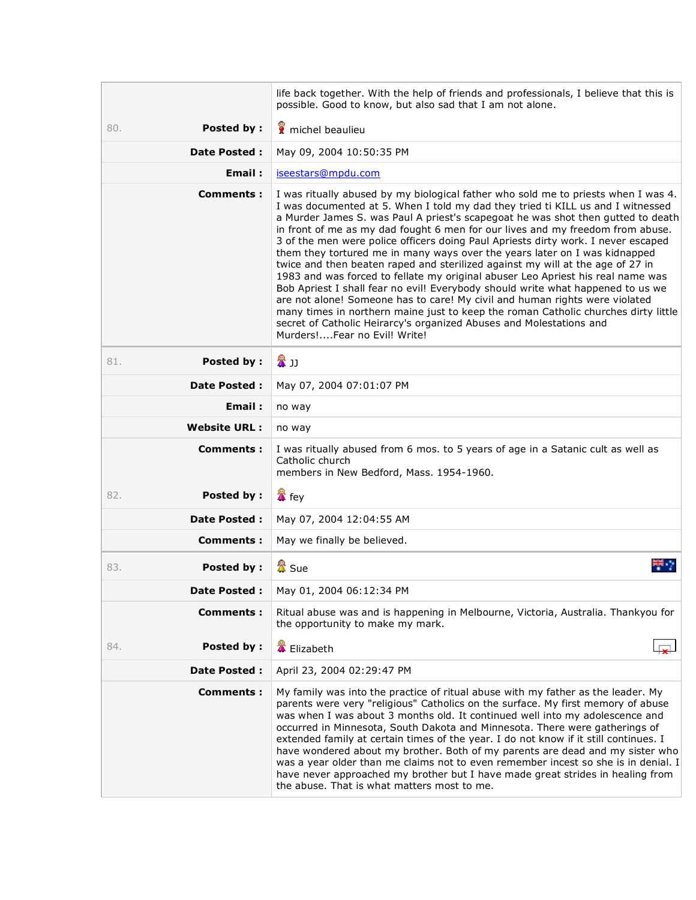| | |
|---|---|
| | life back together. With the help of friends and professionals, I believe that this is possible. Good to know, but also sad that I am not alone. |
| 80. **Posted by :** | michel beaulieu |
| **Date Posted :** | May 09, 2004 10:50:35 PM |
| **Email :** | iseestars@mpdu.com |
| **Comments :** | I was ritually abused by my biological father who sold me to priests when I was 4. I was documented at 5. When I told my dad they tried ti KILL us and I witnessed a Murder James S. was Paul A priest's scapegoat he was shot then gutted to death in front of me as my dad fought 6 men for our lives and my freedom from abuse. 3 of the men were police officers doing Paul Apriests dirty work. I never escaped them they tortured me in many ways over the years later on I was kidnapped twice and then beaten raped and sterilized against my will at the age of 27 in 1983 and was forced to fellate my original abuser Leo Apriest his real name was Bob Apriest I shall fear no evil! Everybody should write what happened to us we are not alone! Someone has to care! My civil and human rights were violated many times in northern maine just to keep the roman Catholic churches dirty little secret of Catholic Heiracy's organized Abuses and Molestations and Murders!....Fear no Evil! Write! |
| 81. **Posted by :** | JJ |
| **Date Posted :** | May 07, 2004 07:01:07 PM |
| **Email :** | no way |
| **Website URL :** | no way |
| **Comments :** | I was ritually abused from 6 mos. to 5 years of age in a Satanic cult as well as Catholic church members in New Bedford, Mass. 1954-1960. |
| 82. **Posted by :** | fey |
| **Date Posted :** | May 07, 2004 12:04:55 AM |
| **Comments :** | May we finally be believed. |
| 83. **Posted by :** | Sue |
| **Date Posted :** | May 01, 2004 06:12:34 PM |
| **Comments :** | Ritual abuse was and is happening in Melbourne, Victoria, Australia. Thankyou for the opportunity to make my mark. |
| 84. **Posted by :** | Elizabeth |
| **Date Posted :** | April 23, 2004 02:29:47 PM |
| **Comments :** | My family was into the practice of ritual abuse with my father as the leader. My parents were very "religious" Catholics on the surface. My first memory of abuse was when I was about 3 months old. It continued well into my adolescence and occurred in Minnesota, South Dakota and Minnesota. There were gatherings of extended family at certain times of the year. I do not know if it still continues. I have wondered about my brother. Both of my parents are dead and my sister who was a year older than me claims not to even remember incest so she is in denial. I have never approached my brother but I have made great strides in healing from the abuse. That is what matters most to me. |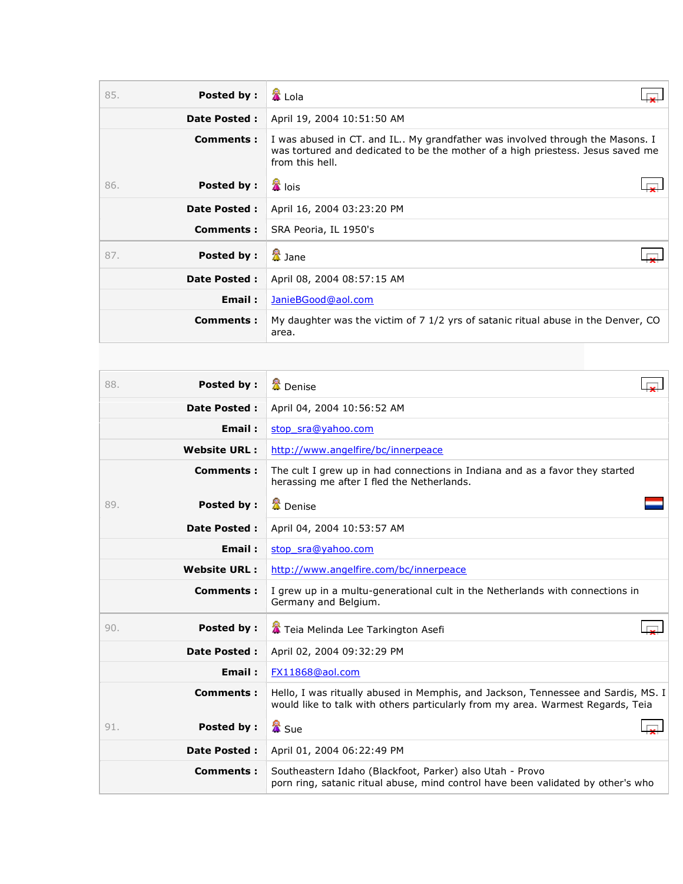| | | |
|---|---|---|
| 85. | **Posted by :** | Lola |
| | **Date Posted :** | April 19, 2004 10:51:50 AM |
| | **Comments :** | I was abused in CT. and IL.. My grandfather was involved through the Masons. I was tortured and dedicated to be the mother of a high priestess. Jesus saved me from this hell. |
| 86. | **Posted by :** | lois |
| | **Date Posted :** | April 16, 2004 03:23:20 PM |
| | **Comments :** | SRA Peoria, IL 1950's |
| 87. | **Posted by :** | Jane |
| | **Date Posted :** | April 08, 2004 08:57:15 AM |
| | **Email :** | JanieBGood@aol.com |
| | **Comments :** | My daughter was the victim of 7 1/2 yrs of satanic ritual abuse in the Denver, CO area. |

| | | |
|---|---|---|
| 88. | **Posted by :** | Denise |
| | **Date Posted :** | April 04, 2004 10:56:52 AM |
| | **Email :** | stop_sra@yahoo.com |
| | **Website URL :** | http://www.angelfire/bc/innerpeace |
| | **Comments :** | The cult I grew up in had connections in Indiana and as a favor they started herassing me after I fled the Netherlands. |
| 89. | **Posted by :** | Denise |
| | **Date Posted :** | April 04, 2004 10:53:57 AM |
| | **Email :** | stop_sra@yahoo.com |
| | **Website URL :** | http://www.angelfire.com/bc/innerpeace |
| | **Comments :** | I grew up in a multu-generational cult in the Netherlands with connections in Germany and Belgium. |
| 90. | **Posted by :** | Teia Melinda Lee Tarkington Asefi |
| | **Date Posted :** | April 02, 2004 09:32:29 PM |
| | **Email :** | FX11868@aol.com |
| | **Comments :** | Hello, I was ritually abused in Memphis, and Jackson, Tennessee and Sardis, MS. I would like to talk with others particularly from my area. Warmest Regards, Teia |
| 91. | **Posted by :** | Sue |
| | **Date Posted :** | April 01, 2004 06:22:49 PM |
| | **Comments :** | Southeastern Idaho (Blackfoot, Parker) also Utah - Provo porn ring, satanic ritual abuse, mind control have been validated by other's who |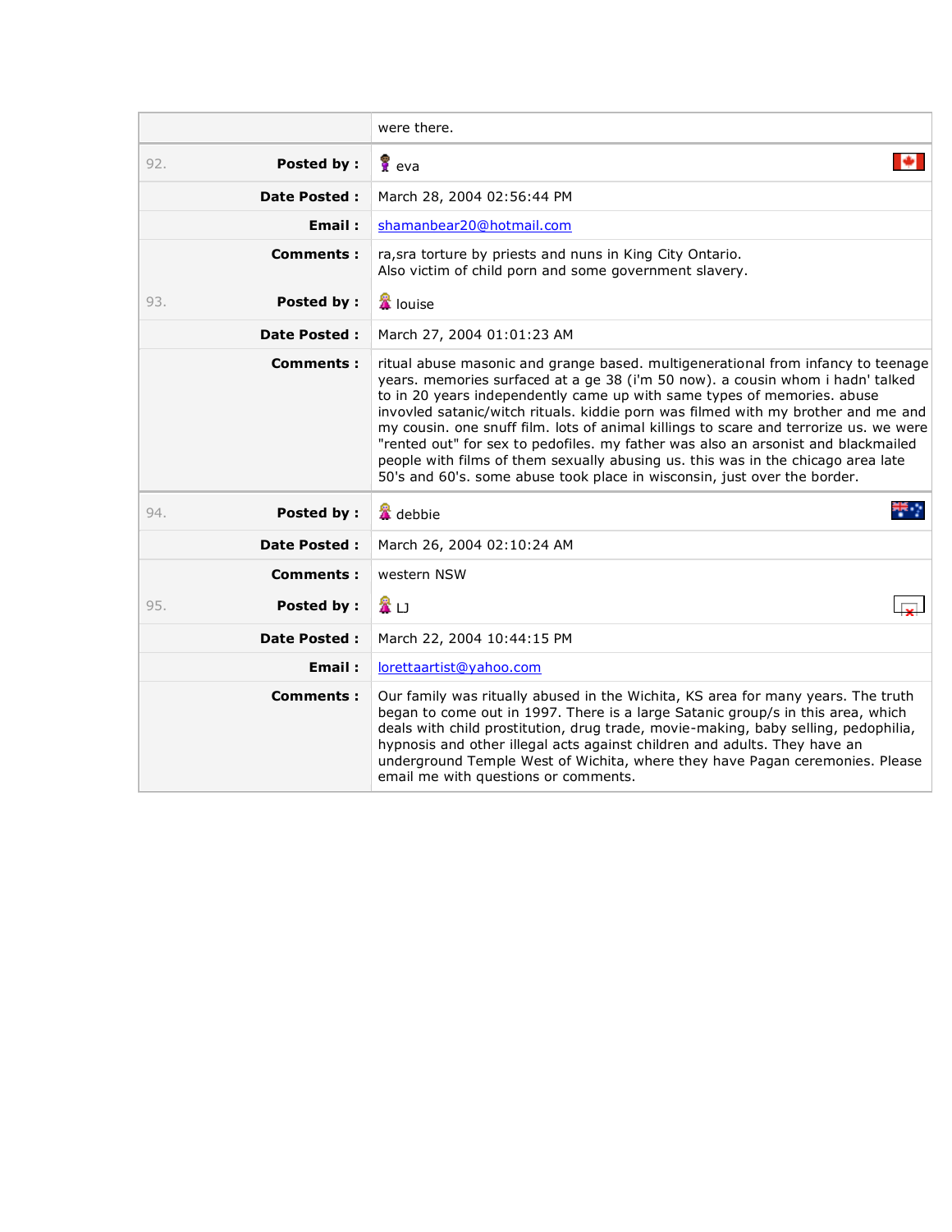| | | |
|---|---|---|
| | | were there. |
| 92. | **Posted by :** | eva |
| | **Date Posted :** | March 28, 2004 02:56:44 PM |
| | **Email :** | shamanbear20@hotmail.com |
| | **Comments :** | ra,sra torture by priests and nuns in King City Ontario. Also victim of child porn and some government slavery. |
| 93. | **Posted by :** | louise |
| | **Date Posted :** | March 27, 2004 01:01:23 AM |
| | **Comments :** | ritual abuse masonic and grange based. multigenerational from infancy to teenage years. memories surfaced at a ge 38 (i'm 50 now). a cousin whom i hadn' talked to in 20 years independently came up with same types of memories. abuse invovled satanic/witch rituals. kiddie porn was filmed with my brother and me and my cousin. one snuff film. lots of animal killings to scare and terrorize us. we were "rented out" for sex to pedofiles. my father was also an arsonist and blackmailed people with films of them sexually abusing us. this was in the chicago area late 50's and 60's. some abuse took place in wisconsin, just over the border. |
| 94. | **Posted by :** | debbie |
| | **Date Posted :** | March 26, 2004 02:10:24 AM |
| | **Comments :** | western NSW |
| 95. | **Posted by :** | LJ |
| | **Date Posted :** | March 22, 2004 10:44:15 PM |
| | **Email :** | lorettaartist@yahoo.com |
| | **Comments :** | Our family was ritually abused in the Wichita, KS area for many years. The truth began to come out in 1997. There is a large Satanic group/s in this area, which deals with child prostitution, drug trade, movie-making, baby selling, pedophilia, hypnosis and other illegal acts against children and adults. They have an underground Temple West of Wichita, where they have Pagan ceremonies. Please email me with questions or comments. |